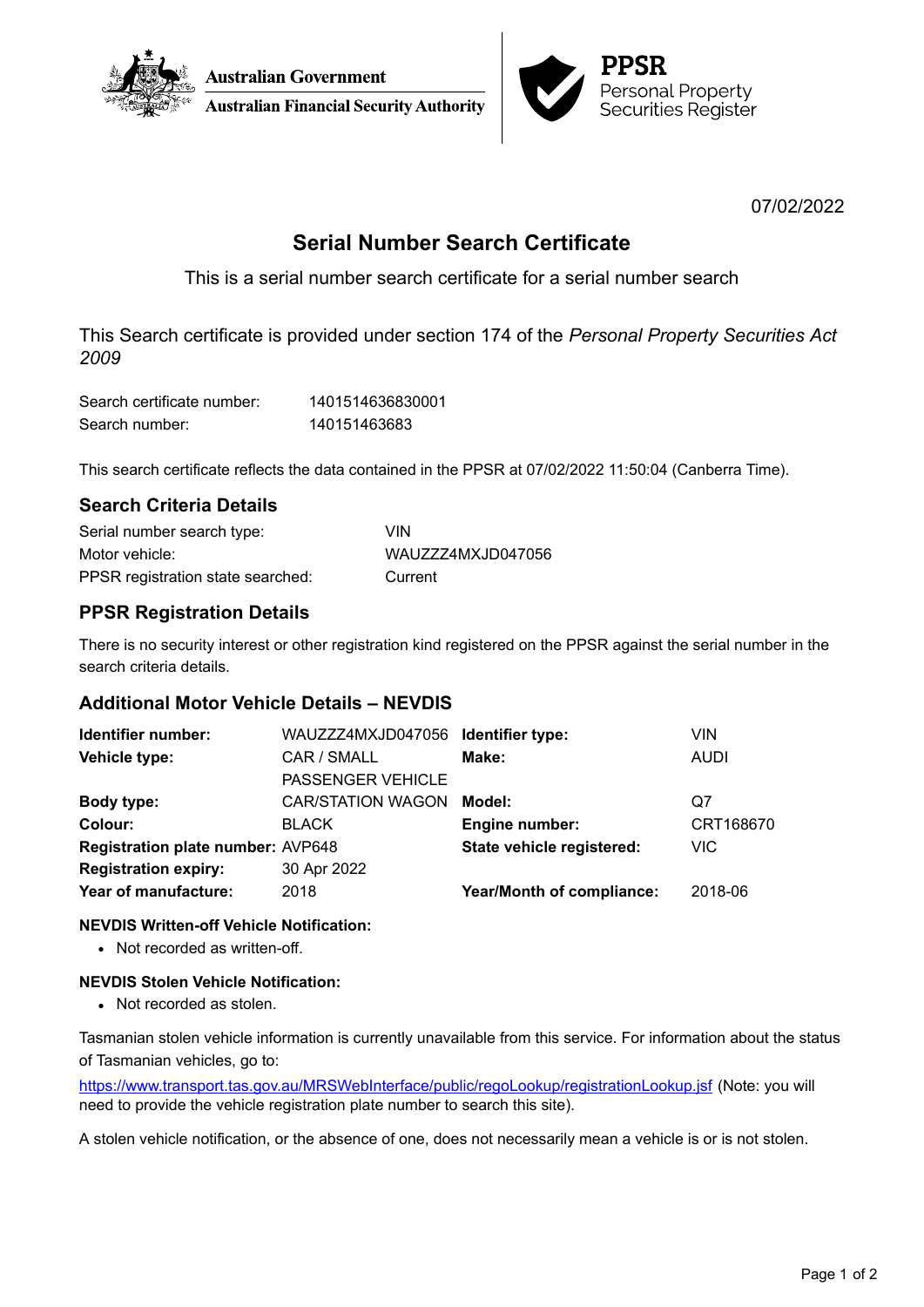Australian Government
Australian Financial Security Authority

**PPSR**
Personal Property Securities Register

07/02/2022

# Serial Number Search Certificate

This is a serial number search certificate for a serial number search

This Search certificate is provided under section 174 of the *Personal Property Securities Act 2009*

| | |
|---|---|
| Search certificate number: | 1401514636830001 |
| Search number: | 140151463683 |

This search certificate reflects the data contained in the PPSR at 07/02/2022 11:50:04 (Canberra Time).

## Search Criteria Details

| | |
|---|---|
| Serial number search type: | VIN |
| Motor vehicle: | WAUZZZ4MXJD047056 |
| PPSR registration state searched: | Current |

## PPSR Registration Details

There is no security interest or other registration kind registered on the PPSR against the serial number in the search criteria details.

## Additional Motor Vehicle Details – NEVDIS

| | | | |
|---|---|---|---|
| **Identifier number:** | WAUZZZ4MXJD047056 | **Identifier type:** | VIN |
| **Vehicle type:** | CAR / SMALL PASSENGER VEHICLE | **Make:** | AUDI |
| **Body type:** | CAR/STATION WAGON | **Model:** | Q7 |
| **Colour:** | BLACK | **Engine number:** | CRT168670 |
| **Registration plate number:** | AVP648 | **State vehicle registered:** | VIC |
| **Registration expiry:** | 30 Apr 2022 | | |
| **Year of manufacture:** | 2018 | **Year/Month of compliance:** | 2018-06 |

#### NEVDIS Written-off Vehicle Notification:

- Not recorded as written-off.

#### NEVDIS Stolen Vehicle Notification:

- Not recorded as stolen.

Tasmanian stolen vehicle information is currently unavailable from this service. For information about the status of Tasmanian vehicles, go to:

https://www.transport.tas.gov.au/MRSWebInterface/public/regoLookup/registrationLookup.jsf (Note: you will need to provide the vehicle registration plate number to search this site).

A stolen vehicle notification, or the absence of one, does not necessarily mean a vehicle is or is not stolen.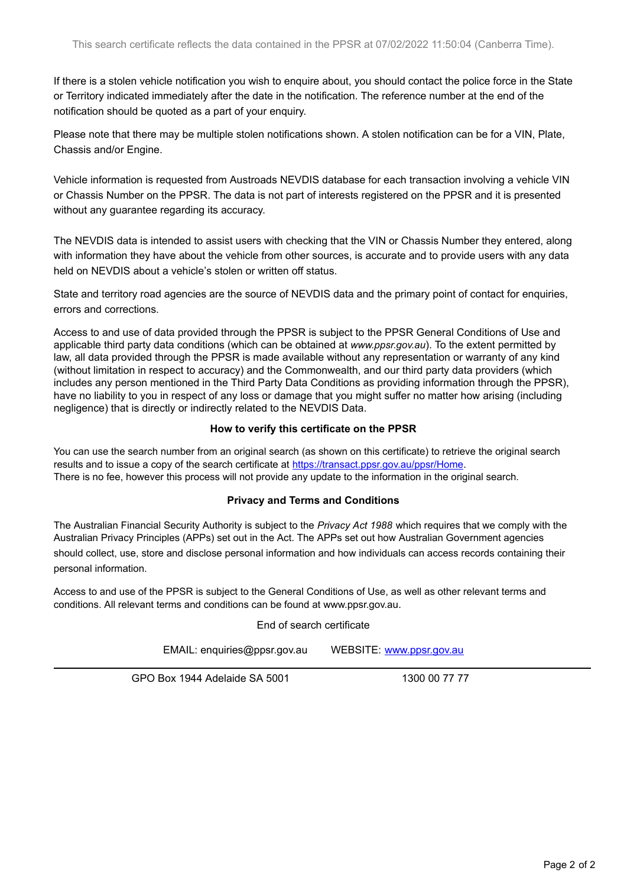This search certificate reflects the data contained in the PPSR at 07/02/2022 11:50:04 (Canberra Time).

If there is a stolen vehicle notification you wish to enquire about, you should contact the police force in the State or Territory indicated immediately after the date in the notification. The reference number at the end of the notification should be quoted as a part of your enquiry.

Please note that there may be multiple stolen notifications shown. A stolen notification can be for a VIN, Plate, Chassis and/or Engine.

Vehicle information is requested from Austroads NEVDIS database for each transaction involving a vehicle VIN or Chassis Number on the PPSR. The data is not part of interests registered on the PPSR and it is presented without any guarantee regarding its accuracy.

The NEVDIS data is intended to assist users with checking that the VIN or Chassis Number they entered, along with information they have about the vehicle from other sources, is accurate and to provide users with any data held on NEVDIS about a vehicle's stolen or written off status.

State and territory road agencies are the source of NEVDIS data and the primary point of contact for enquiries, errors and corrections.

Access to and use of data provided through the PPSR is subject to the PPSR General Conditions of Use and applicable third party data conditions (which can be obtained at *www.ppsr.gov.au*). To the extent permitted by law, all data provided through the PPSR is made available without any representation or warranty of any kind (without limitation in respect to accuracy) and the Commonwealth, and our third party data providers (which includes any person mentioned in the Third Party Data Conditions as providing information through the PPSR), have no liability to you in respect of any loss or damage that you might suffer no matter how arising (including negligence) that is directly or indirectly related to the NEVDIS Data.

**How to verify this certificate on the PPSR**

You can use the search number from an original search (as shown on this certificate) to retrieve the original search results and to issue a copy of the search certificate at https://transact.ppsr.gov.au/ppsr/Home.
There is no fee, however this process will not provide any update to the information in the original search.

**Privacy and Terms and Conditions**

The Australian Financial Security Authority is subject to the *Privacy Act 1988* which requires that we comply with the Australian Privacy Principles (APPs) set out in the Act. The APPs set out how Australian Government agencies should collect, use, store and disclose personal information and how individuals can access records containing their personal information.

Access to and use of the PPSR is subject to the General Conditions of Use, as well as other relevant terms and conditions. All relevant terms and conditions can be found at www.ppsr.gov.au.

End of search certificate

EMAIL: enquiries@ppsr.gov.au WEBSITE: www.ppsr.gov.au

GPO Box 1944 Adelaide SA 5001 1300 00 77 77